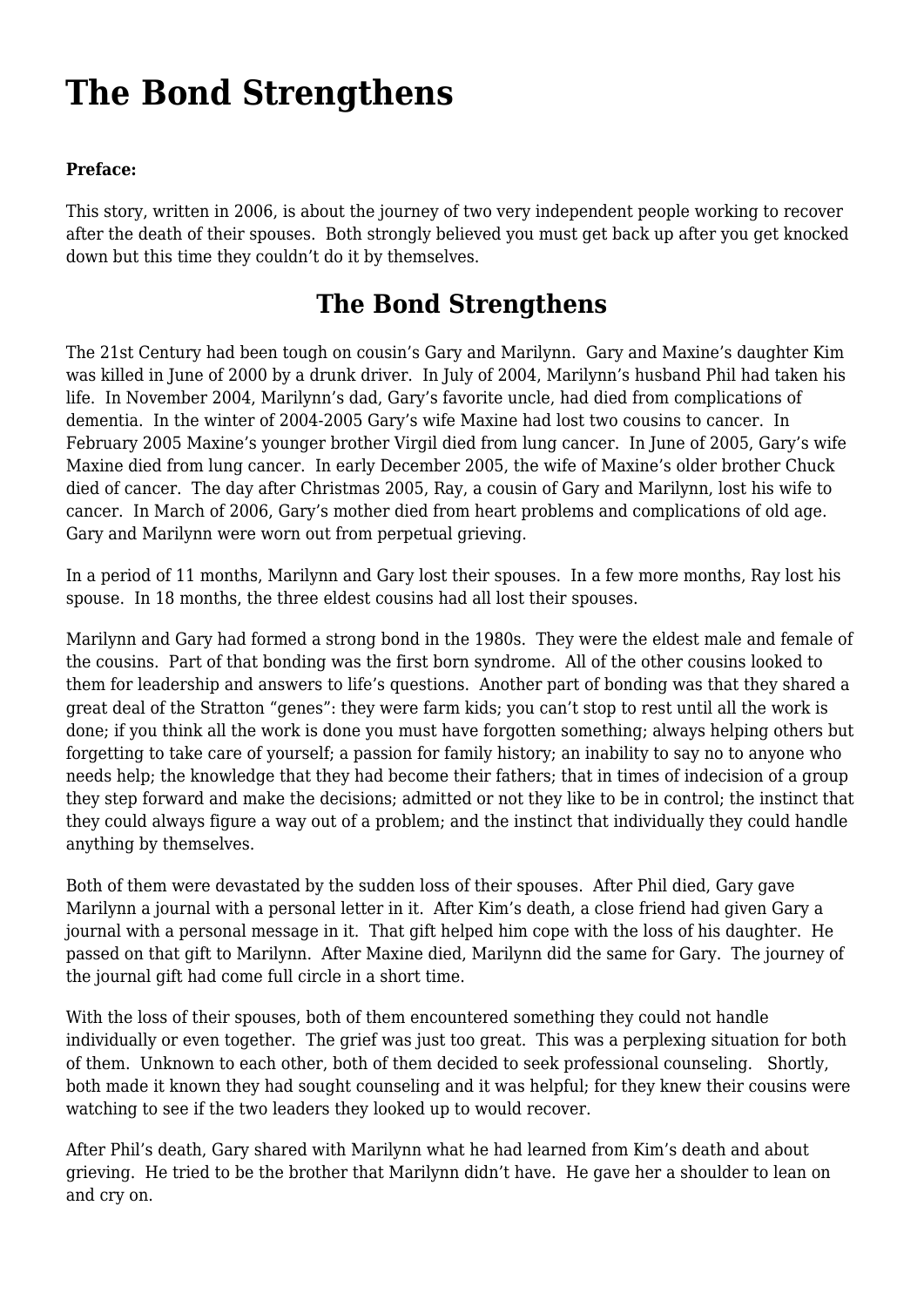# The Bond Strengthens

**Preface:**

This story, written in 2006, is about the journey of two very independent people working to recover after the death of their spouses. Both strongly believed you must get back up after you get knocked down but this time they couldn't do it by themselves.

## The Bond Strengthens

The 21st Century had been tough on cousin's Gary and Marilynn. Gary and Maxine's daughter Kim was killed in June of 2000 by a drunk driver. In July of 2004, Marilynn's husband Phil had taken his life. In November 2004, Marilynn's dad, Gary's favorite uncle, had died from complications of dementia. In the winter of 2004-2005 Gary's wife Maxine had lost two cousins to cancer. In February 2005 Maxine's younger brother Virgil died from lung cancer. In June of 2005, Gary's wife Maxine died from lung cancer. In early December 2005, the wife of Maxine's older brother Chuck died of cancer. The day after Christmas 2005, Ray, a cousin of Gary and Marilynn, lost his wife to cancer. In March of 2006, Gary's mother died from heart problems and complications of old age. Gary and Marilynn were worn out from perpetual grieving.

In a period of 11 months, Marilynn and Gary lost their spouses. In a few more months, Ray lost his spouse. In 18 months, the three eldest cousins had all lost their spouses.

Marilynn and Gary had formed a strong bond in the 1980s. They were the eldest male and female of the cousins. Part of that bonding was the first born syndrome. All of the other cousins looked to them for leadership and answers to life's questions. Another part of bonding was that they shared a great deal of the Stratton "genes": they were farm kids; you can't stop to rest until all the work is done; if you think all the work is done you must have forgotten something; always helping others but forgetting to take care of yourself; a passion for family history; an inability to say no to anyone who needs help; the knowledge that they had become their fathers; that in times of indecision of a group they step forward and make the decisions; admitted or not they like to be in control; the instinct that they could always figure a way out of a problem; and the instinct that individually they could handle anything by themselves.

Both of them were devastated by the sudden loss of their spouses. After Phil died, Gary gave Marilynn a journal with a personal letter in it. After Kim's death, a close friend had given Gary a journal with a personal message in it. That gift helped him cope with the loss of his daughter. He passed on that gift to Marilynn. After Maxine died, Marilynn did the same for Gary. The journey of the journal gift had come full circle in a short time.

With the loss of their spouses, both of them encountered something they could not handle individually or even together. The grief was just too great. This was a perplexing situation for both of them. Unknown to each other, both of them decided to seek professional counseling. Shortly, both made it known they had sought counseling and it was helpful; for they knew their cousins were watching to see if the two leaders they looked up to would recover.

After Phil's death, Gary shared with Marilynn what he had learned from Kim's death and about grieving. He tried to be the brother that Marilynn didn't have. He gave her a shoulder to lean on and cry on.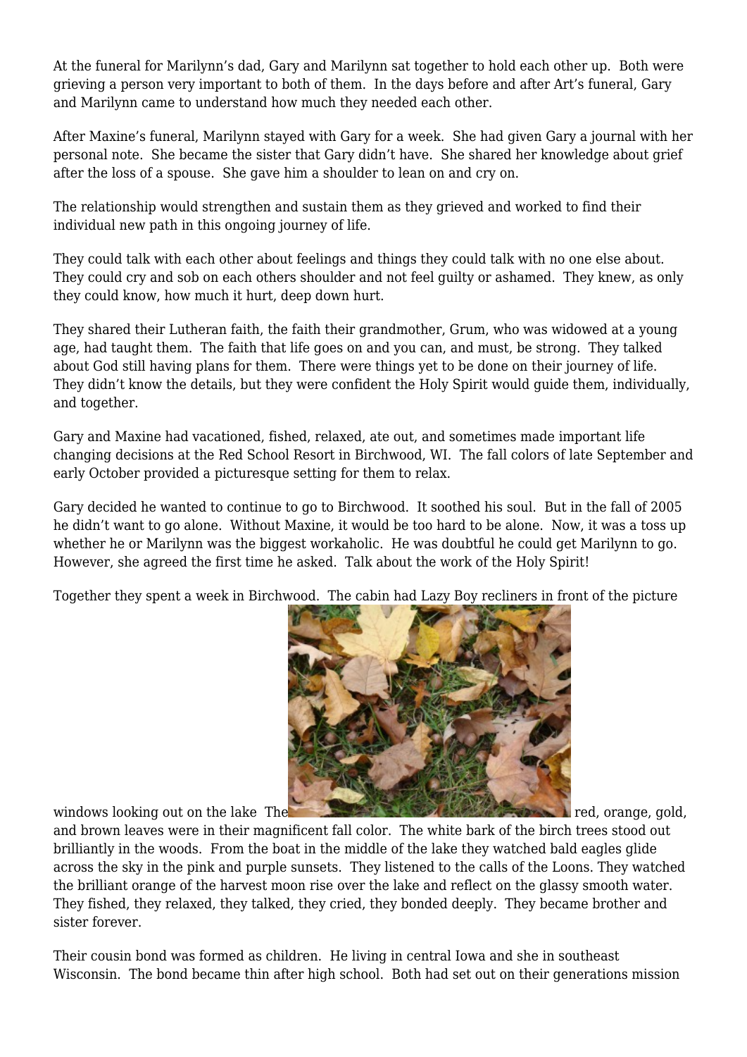At the funeral for Marilynn's dad, Gary and Marilynn sat together to hold each other up. Both were grieving a person very important to both of them. In the days before and after Art's funeral, Gary and Marilynn came to understand how much they needed each other.

After Maxine's funeral, Marilynn stayed with Gary for a week. She had given Gary a journal with her personal note. She became the sister that Gary didn't have. She shared her knowledge about grief after the loss of a spouse. She gave him a shoulder to lean on and cry on.

The relationship would strengthen and sustain them as they grieved and worked to find their individual new path in this ongoing journey of life.

They could talk with each other about feelings and things they could talk with no one else about. They could cry and sob on each others shoulder and not feel guilty or ashamed. They knew, as only they could know, how much it hurt, deep down hurt.

They shared their Lutheran faith, the faith their grandmother, Grum, who was widowed at a young age, had taught them. The faith that life goes on and you can, and must, be strong. They talked about God still having plans for them. There were things yet to be done on their journey of life. They didn't know the details, but they were confident the Holy Spirit would guide them, individually, and together.

Gary and Maxine had vacationed, fished, relaxed, ate out, and sometimes made important life changing decisions at the Red School Resort in Birchwood, WI. The fall colors of late September and early October provided a picturesque setting for them to relax.

Gary decided he wanted to continue to go to Birchwood. It soothed his soul. But in the fall of 2005 he didn't want to go alone. Without Maxine, it would be too hard to be alone. Now, it was a toss up whether he or Marilynn was the biggest workaholic. He was doubtful he could get Marilynn to go. However, she agreed the first time he asked. Talk about the work of the Holy Spirit!

Together they spent a week in Birchwood. The cabin had Lazy Boy recliners in front of the picture windows looking out on the lake The red, orange, gold, and brown leaves were in their magnificent fall color. The white bark of the birch trees stood out brilliantly in the woods. From the boat in the middle of the lake they watched bald eagles glide across the sky in the pink and purple sunsets. They listened to the calls of the Loons. They watched the brilliant orange of the harvest moon rise over the lake and reflect on the glassy smooth water. They fished, they relaxed, they talked, they cried, they bonded deeply. They became brother and sister forever.

Their cousin bond was formed as children. He living in central Iowa and she in southeast Wisconsin. The bond became thin after high school. Both had set out on their generations mission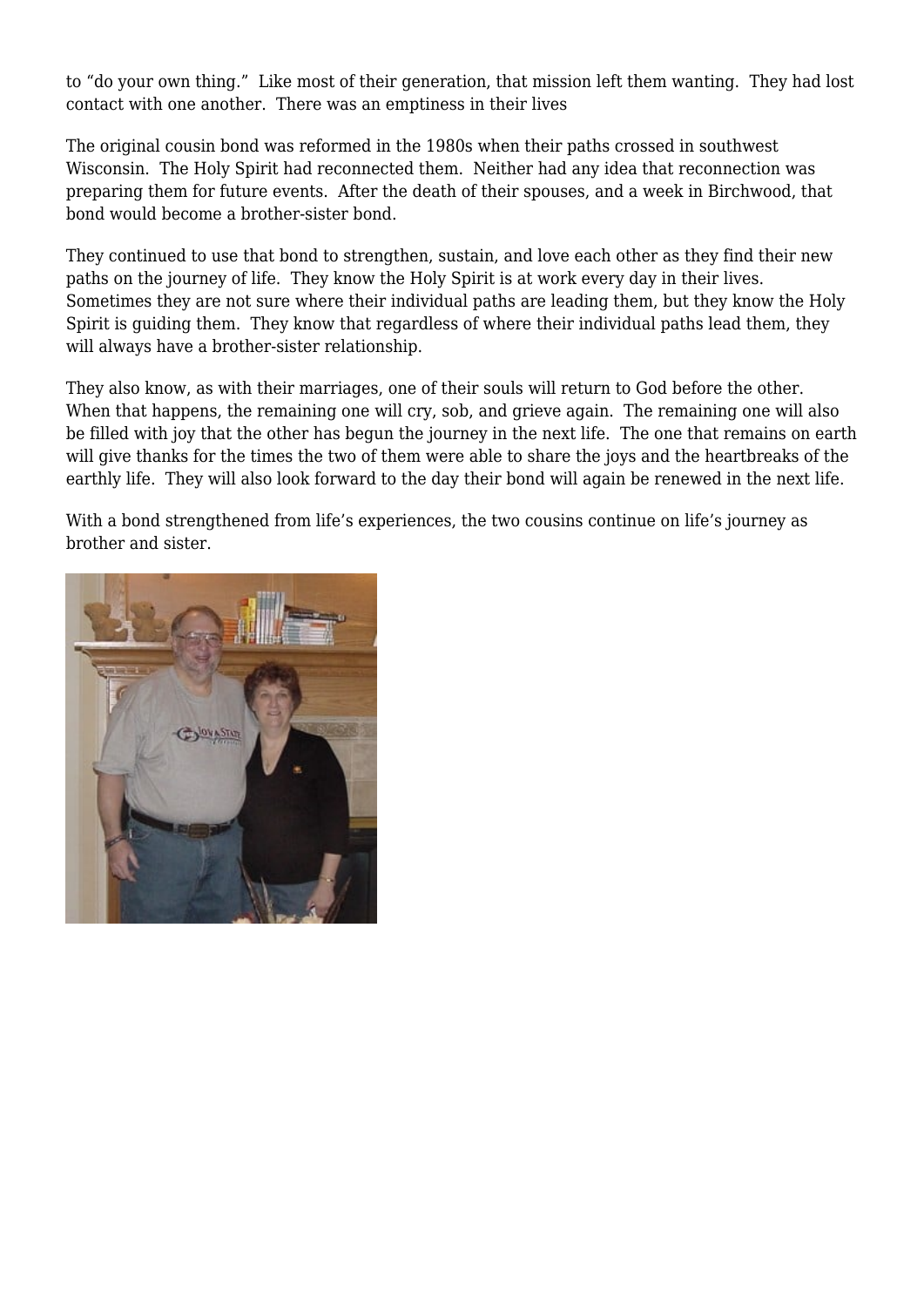to "do your own thing." Like most of their generation, that mission left them wanting. They had lost contact with one another. There was an emptiness in their lives

The original cousin bond was reformed in the 1980s when their paths crossed in southwest Wisconsin. The Holy Spirit had reconnected them. Neither had any idea that reconnection was preparing them for future events. After the death of their spouses, and a week in Birchwood, that bond would become a brother-sister bond.

They continued to use that bond to strengthen, sustain, and love each other as they find their new paths on the journey of life. They know the Holy Spirit is at work every day in their lives. Sometimes they are not sure where their individual paths are leading them, but they know the Holy Spirit is guiding them. They know that regardless of where their individual paths lead them, they will always have a brother-sister relationship.

They also know, as with their marriages, one of their souls will return to God before the other. When that happens, the remaining one will cry, sob, and grieve again. The remaining one will also be filled with joy that the other has begun the journey in the next life. The one that remains on earth will give thanks for the times the two of them were able to share the joys and the heartbreaks of the earthly life. They will also look forward to the day their bond will again be renewed in the next life.

With a bond strengthened from life's experiences, the two cousins continue on life's journey as brother and sister.